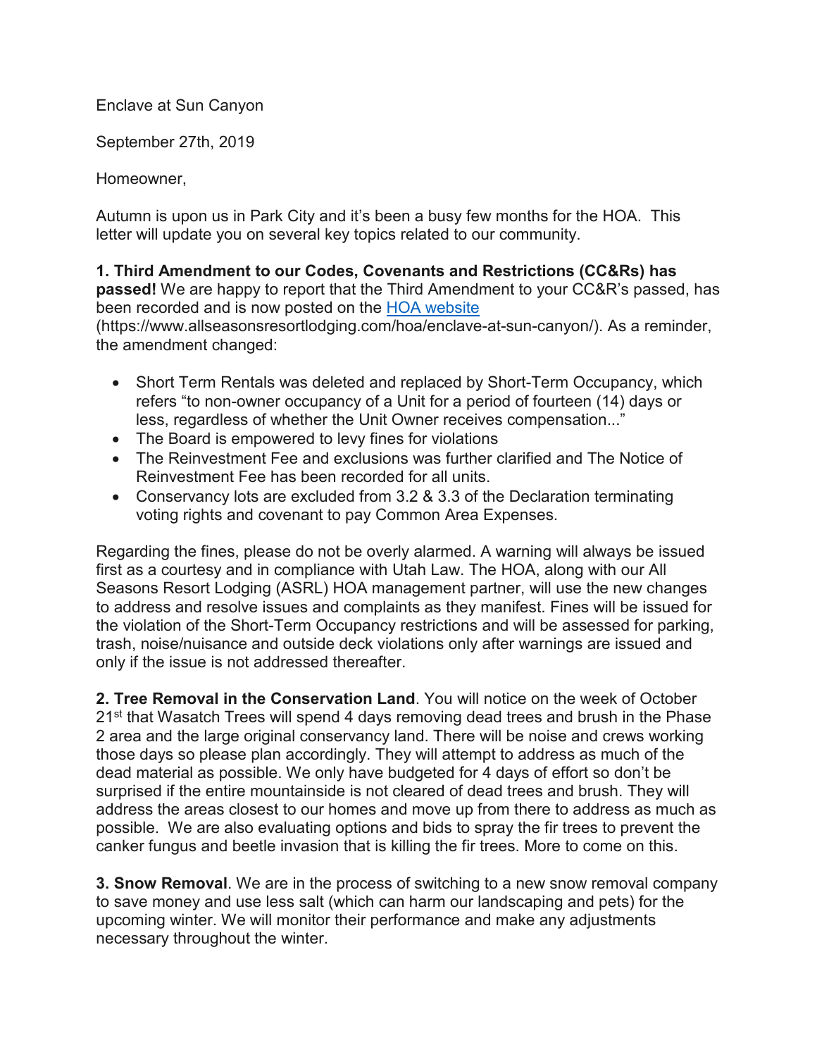Enclave at Sun Canyon

September 27th, 2019

Homeowner,

Autumn is upon us in Park City and it's been a busy few months for the HOA. This letter will update you on several key topics related to our community.

**1. Third Amendment to our Codes, Covenants and Restrictions (CC&Rs) has passed!** We are happy to report that the Third Amendment to your CC&R's passed, has been recorded and is now posted on the [HOA website](https://www.allseasonsresortlodging.com/hoa/enclave-at-sun-canyon/) (https://www.allseasonsresortlodging.com/hoa/enclave-at-sun-canyon/). As a reminder, the amendment changed:

- Short Term Rentals was deleted and replaced by Short-Term Occupancy, which refers "to non-owner occupancy of a Unit for a period of fourteen (14) days or less, regardless of whether the Unit Owner receives compensation..."
- The Board is empowered to levy fines for violations
- The Reinvestment Fee and exclusions was further clarified and The Notice of Reinvestment Fee has been recorded for all units.
- Conservancy lots are excluded from 3.2 & 3.3 of the Declaration terminating voting rights and covenant to pay Common Area Expenses.

Regarding the fines, please do not be overly alarmed. A warning will always be issued first as a courtesy and in compliance with Utah Law. The HOA, along with our All Seasons Resort Lodging (ASRL) HOA management partner, will use the new changes to address and resolve issues and complaints as they manifest. Fines will be issued for the violation of the Short-Term Occupancy restrictions and will be assessed for parking, trash, noise/nuisance and outside deck violations only after warnings are issued and only if the issue is not addressed thereafter.

**2. Tree Removal in the Conservation Land**. You will notice on the week of October 21st that Wasatch Trees will spend 4 days removing dead trees and brush in the Phase 2 area and the large original conservancy land. There will be noise and crews working those days so please plan accordingly. They will attempt to address as much of the dead material as possible. We only have budgeted for 4 days of effort so don't be surprised if the entire mountainside is not cleared of dead trees and brush. They will address the areas closest to our homes and move up from there to address as much as possible. We are also evaluating options and bids to spray the fir trees to prevent the canker fungus and beetle invasion that is killing the fir trees. More to come on this.

**3. Snow Removal**. We are in the process of switching to a new snow removal company to save money and use less salt (which can harm our landscaping and pets) for the upcoming winter. We will monitor their performance and make any adjustments necessary throughout the winter.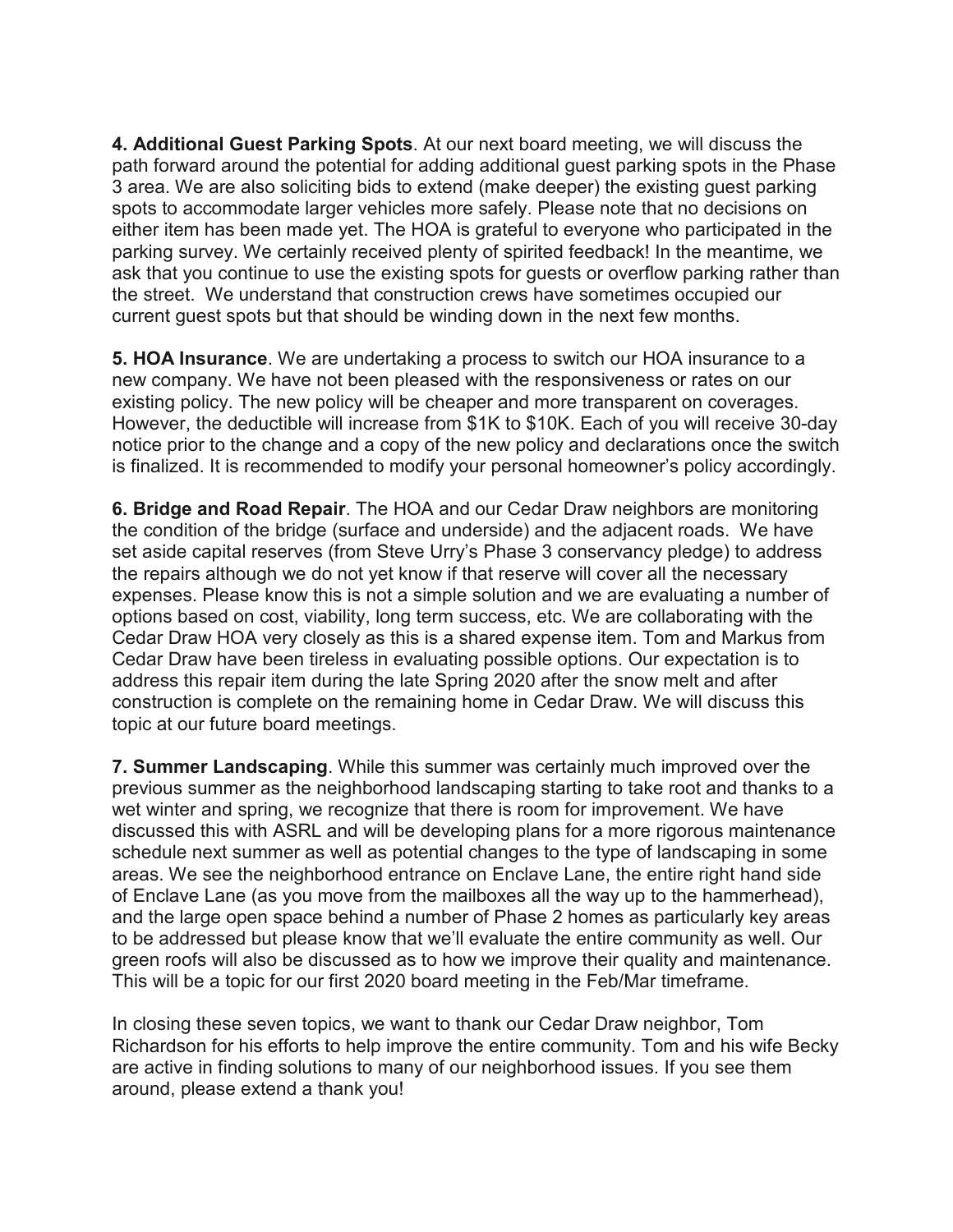**4. Additional Guest Parking Spots**. At our next board meeting, we will discuss the path forward around the potential for adding additional guest parking spots in the Phase 3 area. We are also soliciting bids to extend (make deeper) the existing guest parking spots to accommodate larger vehicles more safely. Please note that no decisions on either item has been made yet. The HOA is grateful to everyone who participated in the parking survey. We certainly received plenty of spirited feedback! In the meantime, we ask that you continue to use the existing spots for guests or overflow parking rather than the street. We understand that construction crews have sometimes occupied our current guest spots but that should be winding down in the next few months.

**5. HOA Insurance**. We are undertaking a process to switch our HOA insurance to a new company. We have not been pleased with the responsiveness or rates on our existing policy. The new policy will be cheaper and more transparent on coverages. However, the deductible will increase from $1K to $10K. Each of you will receive 30-day notice prior to the change and a copy of the new policy and declarations once the switch is finalized. It is recommended to modify your personal homeowner's policy accordingly.

**6. Bridge and Road Repair**. The HOA and our Cedar Draw neighbors are monitoring the condition of the bridge (surface and underside) and the adjacent roads. We have set aside capital reserves (from Steve Urry's Phase 3 conservancy pledge) to address the repairs although we do not yet know if that reserve will cover all the necessary expenses. Please know this is not a simple solution and we are evaluating a number of options based on cost, viability, long term success, etc. We are collaborating with the Cedar Draw HOA very closely as this is a shared expense item. Tom and Markus from Cedar Draw have been tireless in evaluating possible options. Our expectation is to address this repair item during the late Spring 2020 after the snow melt and after construction is complete on the remaining home in Cedar Draw. We will discuss this topic at our future board meetings.

**7. Summer Landscaping**. While this summer was certainly much improved over the previous summer as the neighborhood landscaping starting to take root and thanks to a wet winter and spring, we recognize that there is room for improvement. We have discussed this with ASRL and will be developing plans for a more rigorous maintenance schedule next summer as well as potential changes to the type of landscaping in some areas. We see the neighborhood entrance on Enclave Lane, the entire right hand side of Enclave Lane (as you move from the mailboxes all the way up to the hammerhead), and the large open space behind a number of Phase 2 homes as particularly key areas to be addressed but please know that we'll evaluate the entire community as well. Our green roofs will also be discussed as to how we improve their quality and maintenance. This will be a topic for our first 2020 board meeting in the Feb/Mar timeframe.

In closing these seven topics, we want to thank our Cedar Draw neighbor, Tom Richardson for his efforts to help improve the entire community. Tom and his wife Becky are active in finding solutions to many of our neighborhood issues. If you see them around, please extend a thank you!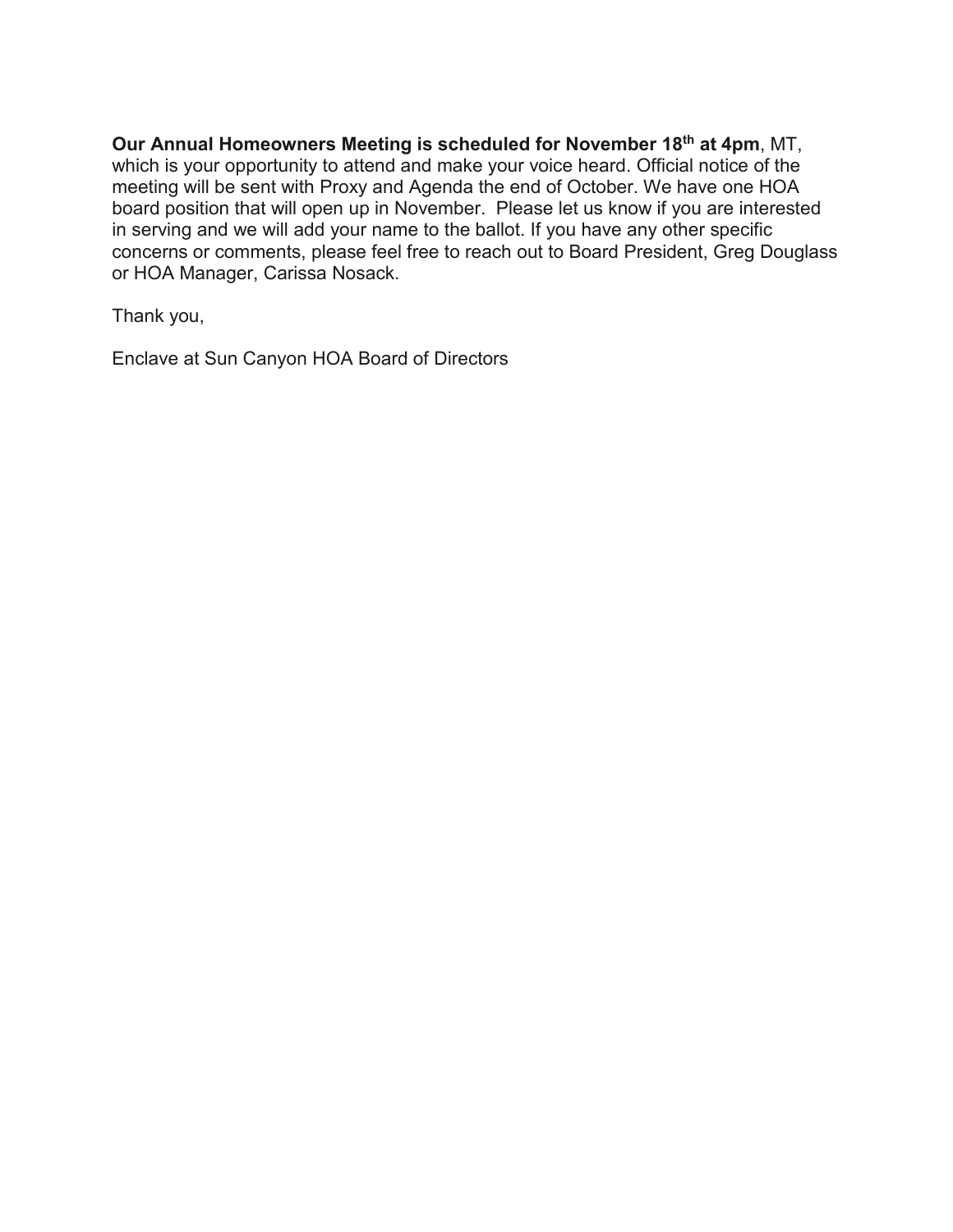**Our Annual Homeowners Meeting is scheduled for November 18th at 4pm**, MT, which is your opportunity to attend and make your voice heard. Official notice of the meeting will be sent with Proxy and Agenda the end of October. We have one HOA board position that will open up in November. Please let us know if you are interested in serving and we will add your name to the ballot. If you have any other specific concerns or comments, please feel free to reach out to Board President, Greg Douglass or HOA Manager, Carissa Nosack.

Thank you,

Enclave at Sun Canyon HOA Board of Directors